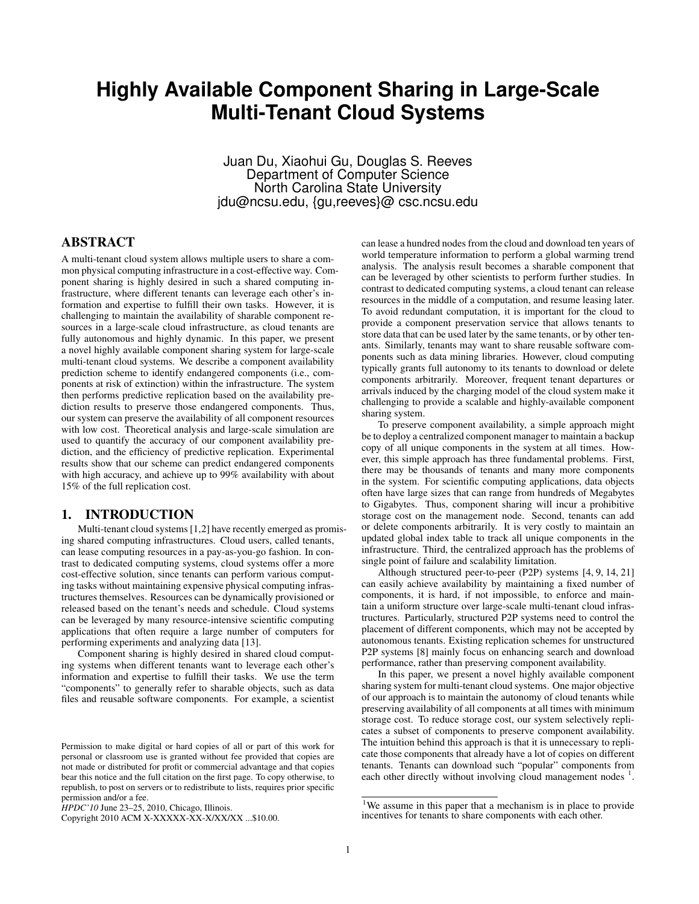# Highly Available Component Sharing in Large-Scale Multi-Tenant Cloud Systems

Juan Du, Xiaohui Gu, Douglas S. Reeves
Department of Computer Science
North Carolina State University
jdu@ncsu.edu, {gu,reeves}@ csc.ncsu.edu

## ABSTRACT

A multi-tenant cloud system allows multiple users to share a common physical computing infrastructure in a cost-effective way. Component sharing is highly desired in such a shared computing infrastructure, where different tenants can leverage each other's information and expertise to fulfill their own tasks. However, it is challenging to maintain the availability of sharable component resources in a large-scale cloud infrastructure, as cloud tenants are fully autonomous and highly dynamic. In this paper, we present a novel highly available component sharing system for large-scale multi-tenant cloud systems. We describe a component availability prediction scheme to identify endangered components (i.e., components at risk of extinction) within the infrastructure. The system then performs predictive replication based on the availability prediction results to preserve those endangered components. Thus, our system can preserve the availability of all component resources with low cost. Theoretical analysis and large-scale simulation are used to quantify the accuracy of our component availability prediction, and the efficiency of predictive replication. Experimental results show that our scheme can predict endangered components with high accuracy, and achieve up to 99% availability with about 15% of the full replication cost.

## 1. INTRODUCTION

Multi-tenant cloud systems [1,2] have recently emerged as promising shared computing infrastructures. Cloud users, called tenants, can lease computing resources in a pay-as-you-go fashion. In contrast to dedicated computing systems, cloud systems offer a more cost-effective solution, since tenants can perform various computing tasks without maintaining expensive physical computing infrastructures themselves. Resources can be dynamically provisioned or released based on the tenant's needs and schedule. Cloud systems can be leveraged by many resource-intensive scientific computing applications that often require a large number of computers for performing experiments and analyzing data [13].

Component sharing is highly desired in shared cloud computing systems when different tenants want to leverage each other's information and expertise to fulfill their tasks. We use the term "components" to generally refer to sharable objects, such as data files and reusable software components. For example, a scientist can lease a hundred nodes from the cloud and download ten years of world temperature information to perform a global warming trend analysis. The analysis result becomes a sharable component that can be leveraged by other scientists to perform further studies. In contrast to dedicated computing systems, a cloud tenant can release resources in the middle of a computation, and resume leasing later. To avoid redundant computation, it is important for the cloud to provide a component preservation service that allows tenants to store data that can be used later by the same tenants, or by other tenants. Similarly, tenants may want to share reusable software components such as data mining libraries. However, cloud computing typically grants full autonomy to its tenants to download or delete components arbitrarily. Moreover, frequent tenant departures or arrivals induced by the charging model of the cloud system make it challenging to provide a scalable and highly-available component sharing system.

To preserve component availability, a simple approach might be to deploy a centralized component manager to maintain a backup copy of all unique components in the system at all times. However, this simple approach has three fundamental problems. First, there may be thousands of tenants and many more components in the system. For scientific computing applications, data objects often have large sizes that can range from hundreds of Megabytes to Gigabytes. Thus, component sharing will incur a prohibitive storage cost on the management node. Second, tenants can add or delete components arbitrarily. It is very costly to maintain an updated global index table to track all unique components in the infrastructure. Third, the centralized approach has the problems of single point of failure and scalability limitation.

Although structured peer-to-peer (P2P) systems [4, 9, 14, 21] can easily achieve availability by maintaining a fixed number of components, it is hard, if not impossible, to enforce and maintain a uniform structure over large-scale multi-tenant cloud infrastructures. Particularly, structured P2P systems need to control the placement of different components, which may not be accepted by autonomous tenants. Existing replication schemes for unstructured P2P systems [8] mainly focus on enhancing search and download performance, rather than preserving component availability.

In this paper, we present a novel highly available component sharing system for multi-tenant cloud systems. One major objective of our approach is to maintain the autonomy of cloud tenants while preserving availability of all components at all times with minimum storage cost. To reduce storage cost, our system selectively replicates a subset of components to preserve component availability. The intuition behind this approach is that it is unnecessary to replicate those components that already have a lot of copies on different tenants. Tenants can download such "popular" components from each other directly without involving cloud management nodes [1].

[1] We assume in this paper that a mechanism is in place to provide incentives for tenants to share components with each other.

Permission to make digital or hard copies of all or part of this work for personal or classroom use is granted without fee provided that copies are not made or distributed for profit or commercial advantage and that copies bear this notice and the full citation on the first page. To copy otherwise, to republish, to post on servers or to redistribute to lists, requires prior specific permission and/or a fee.
*HPDC'10* June 23–25, 2010, Chicago, Illinois.
Copyright 2010 ACM X-XXXXX-XX-X/XX/XX ...$10.00.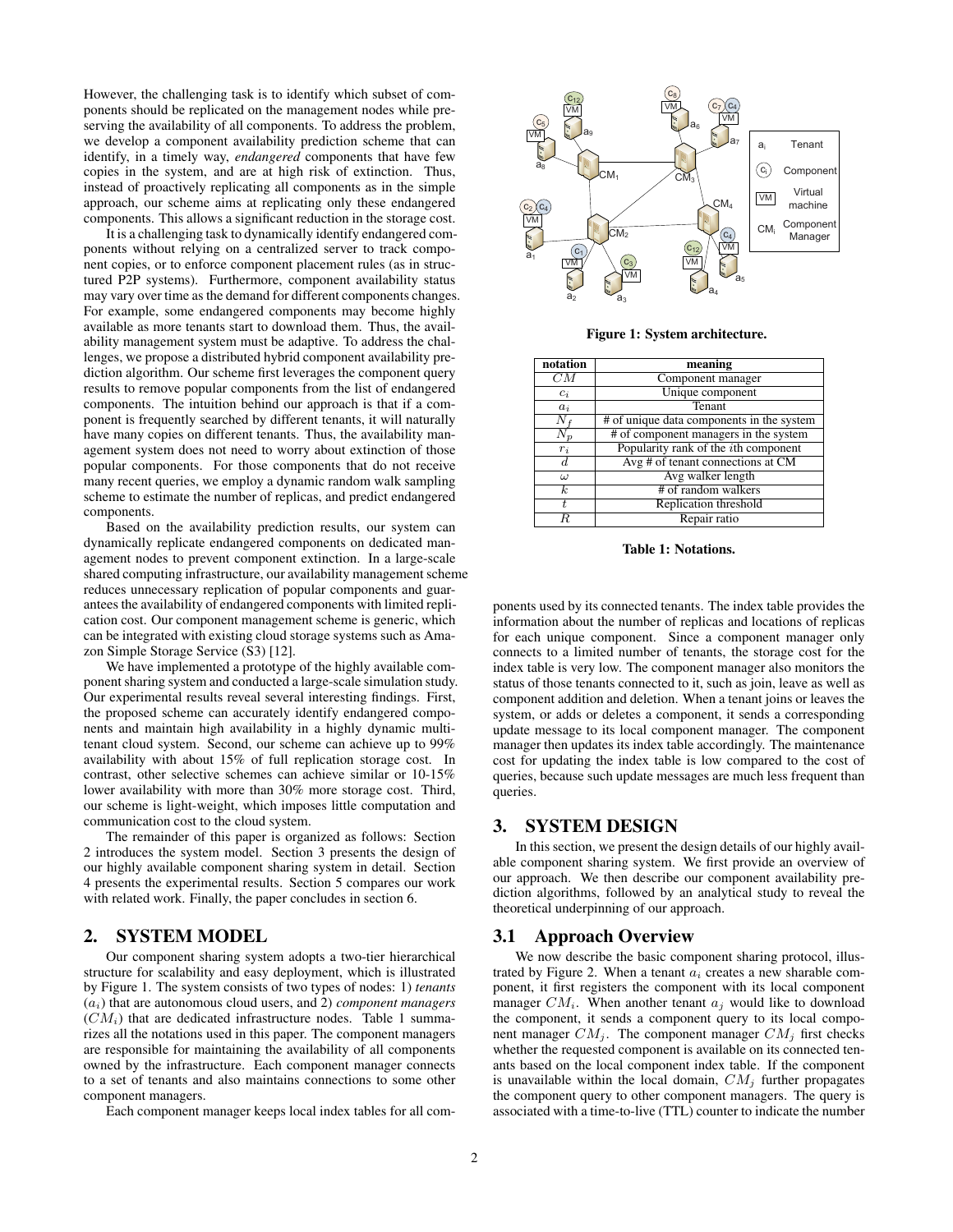However, the challenging task is to identify which subset of components should be replicated on the management nodes while preserving the availability of all components. To address the problem, we develop a component availability prediction scheme that can identify, in a timely way, *endangered* components that have few copies in the system, and are at high risk of extinction. Thus, instead of proactively replicating all components as in the simple approach, our scheme aims at replicating only these endangered components. This allows a significant reduction in the storage cost.

It is a challenging task to dynamically identify endangered components without relying on a centralized server to track component copies, or to enforce component placement rules (as in structured P2P systems). Furthermore, component availability status may vary over time as the demand for different components changes. For example, some endangered components may become highly available as more tenants start to download them. Thus, the availability management system must be adaptive. To address the challenges, we propose a distributed hybrid component availability prediction algorithm. Our scheme first leverages the component query results to remove popular components from the list of endangered components. The intuition behind our approach is that if a component is frequently searched by different tenants, it will naturally have many copies on different tenants. Thus, the availability management system does not need to worry about extinction of those popular components. For those components that do not receive many recent queries, we employ a dynamic random walk sampling scheme to estimate the number of replicas, and predict endangered components.

Based on the availability prediction results, our system can dynamically replicate endangered components on dedicated management nodes to prevent component extinction. In a large-scale shared computing infrastructure, our availability management scheme reduces unnecessary replication of popular components and guarantees the availability of endangered components with limited replication cost. Our component management scheme is generic, which can be integrated with existing cloud storage systems such as Amazon Simple Storage Service (S3) [12].

We have implemented a prototype of the highly available component sharing system and conducted a large-scale simulation study. Our experimental results reveal several interesting findings. First, the proposed scheme can accurately identify endangered components and maintain high availability in a highly dynamic multi-tenant cloud system. Second, our scheme can achieve up to 99% availability with about 15% of full replication storage cost. In contrast, other selective schemes can achieve similar or 10-15% lower availability with more than 30% more storage cost. Third, our scheme is light-weight, which imposes little computation and communication cost to the cloud system.

The remainder of this paper is organized as follows: Section 2 introduces the system model. Section 3 presents the design of our highly available component sharing system in detail. Section 4 presents the experimental results. Section 5 compares our work with related work. Finally, the paper concludes in section 6.

## 2. SYSTEM MODEL

Our component sharing system adopts a two-tier hierarchical structure for scalability and easy deployment, which is illustrated by Figure 1. The system consists of two types of nodes: 1) *tenants* ($a_i$) that are autonomous cloud users, and 2) *component managers* ($CM_i$) that are dedicated infrastructure nodes. Table 1 summarizes all the notations used in this paper. The component managers are responsible for maintaining the availability of all components owned by the infrastructure. Each component manager connects to a set of tenants and also maintains connections to some other component managers.

Each component manager keeps local index tables for all components used by its connected tenants. The index table provides the information about the number of replicas and locations of replicas for each unique component. Since a component manager only connects to a limited number of tenants, the storage cost for the index table is very low. The component manager also monitors the status of those tenants connected to it, such as join, leave as well as component addition and deletion. When a tenant joins or leaves the system, or adds or deletes a component, it sends a corresponding update message to its local component manager. The component manager then updates its index table accordingly. The maintenance cost for updating the index table is low compared to the cost of queries, because such update messages are much less frequent than queries.

$c_{12}$ VM $a_9$ $c_5$ VM $a_8$ $CM_1$ $c_6$ VM $a_6$ $c_7$ $c_4$ VM $a_7$ $CM_3$ $CM_4$ $c_2$ $c_4$ VM $a_1$ $CM_2$ $c_1$ VM $a_2$ $c_3$ VM $a_3$ $c_{12}$ VM $a_4$ $c_4$ VM $a_5$

$a_i$ Tenant
$c_i$ Component
VM Virtual machine
$CM_i$ Component Manager

**Figure 1: System architecture.**

| notation | meaning |
|---|---|
| $CM$ | Component manager |
| $c_i$ | Unique component |
| $a_i$ | Tenant |
| $N_f$ | # of unique data components in the system |
| $N_p$ | # of component managers in the system |
| $r_i$ | Popularity rank of the $i$th component |
| $d$ | Avg # of tenant connections at CM |
| $\omega$ | Avg walker length |
| $k$ | # of random walkers |
| $t$ | Replication threshold |
| $R$ | Repair ratio |

**Table 1: Notations.**

## 3. SYSTEM DESIGN

In this section, we present the design details of our highly available component sharing system. We first provide an overview of our approach. We then describe our component availability prediction algorithms, followed by an analytical study to reveal the theoretical underpinning of our approach.

### 3.1 Approach Overview

We now describe the basic component sharing protocol, illustrated by Figure 2. When a tenant $a_i$ creates a new sharable component, it first registers the component with its local component manager $CM_i$. When another tenant $a_j$ would like to download the component, it sends a component query to its local component manager $CM_j$. The component manager $CM_j$ first checks whether the requested component is available on its connected tenants based on the local component index table. If the component is unavailable within the local domain, $CM_j$ further propagates the component query to other component managers. The query is associated with a time-to-live (TTL) counter to indicate the number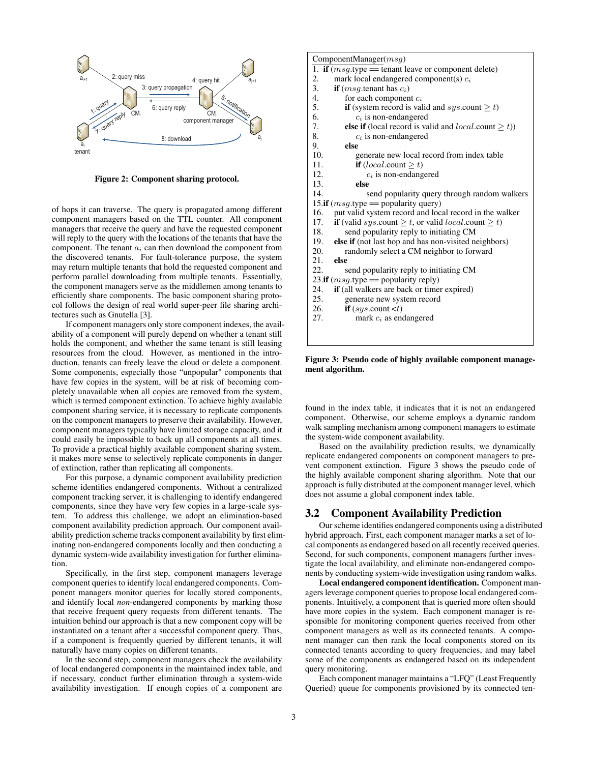2: query miss

3: query propagation

4: query hit

1: query

6: query reply

5: notification

7: query reply

8: download

$a_{i+1}$

$a_{j+1}$

$CM_i$

$CM_j$

component manager

$a_i$

tenant

$a_j$

**Figure 2: Component sharing protocol.**

of hops it can traverse. The query is propagated among different component managers based on the TTL counter. All component managers that receive the query and have the requested component will reply to the query with the locations of the tenants that have the component. The tenant $a_i$ can then download the component from the discovered tenants. For fault-tolerance purpose, the system may return multiple tenants that hold the requested component and perform parallel downloading from multiple tenants. Essentially, the component managers serve as the middlemen among tenants to efficiently share components. The basic component sharing protocol follows the design of real world super-peer file sharing architectures such as Gnutella [3].

If component managers only store component indexes, the availability of a component will purely depend on whether a tenant still holds the component, and whether the same tenant is still leasing resources from the cloud. However, as mentioned in the introduction, tenants can freely leave the cloud or delete a component. Some components, especially those "unpopular" components that have few copies in the system, will be at risk of becoming completely unavailable when all copies are removed from the system, which is termed component extinction. To achieve highly available component sharing service, it is necessary to replicate components on the component managers to preserve their availability. However, component managers typically have limited storage capacity, and it could easily be impossible to back up all components at all times. To provide a practical highly available component sharing system, it makes more sense to selectively replicate components in danger of extinction, rather than replicating all components.

For this purpose, a dynamic component availability prediction scheme identifies endangered components. Without a centralized component tracking server, it is challenging to identify endangered components, since they have very few copies in a large-scale system. To address this challenge, we adopt an elimination-based component availability prediction approach. Our component availability prediction scheme tracks component availability by first eliminating non-endangered components locally and then conducting a dynamic system-wide availability investigation for further elimination.

Specifically, in the first step, component managers leverage component queries to identify local endangered components. Component managers monitor queries for locally stored components, and identify local *non*-endangered components by marking those that receive frequent query requests from different tenants. The intuition behind our approach is that a new component copy will be instantiated on a tenant after a successful component query. Thus, if a component is frequently queried by different tenants, it will naturally have many copies on different tenants.

In the second step, component managers check the availability of local endangered components in the maintained index table, and if necessary, conduct further elimination through a system-wide availability investigation. If enough copies of a component are

```
ComponentManager(msg)
1. if (msg.type == tenant leave or component delete)
2.     mark local endangered component(s) c_i
3.     if (msg.tenant has c_i)
4.         for each component c_i
5.         if (system record is valid and sys.count ≥ t)
6.             c_i is non-endangered
7.         else if (local record is valid and local.count ≥ t))
8.             c_i is non-endangered
9.         else
10.            generate new local record from index table
11.            if (local.count ≥ t)
12.                c_i is non-endangered
13.            else
14.                send popularity query through random walkers
15.if (msg.type == popularity query)
16.    put valid system record and local record in the walker
17.    if (valid sys.count ≥ t, or valid local.count ≥ t)
18.        send popularity reply to initiating CM
19.    else if (not last hop and has non-visited neighbors)
20.        randomly select a CM neighbor to forward
21.    else
22.        send popularity reply to initiating CM
23.if (msg.type == popularity reply)
24.    if (all walkers are back or timer expired)
25.        generate new system record
26.        if (sys.count <t)
27.            mark c_i as endangered
```

**Figure 3: Pseudo code of highly available component management algorithm.**

found in the index table, it indicates that it is not an endangered component. Otherwise, our scheme employs a dynamic random walk sampling mechanism among component managers to estimate the system-wide component availability.

Based on the availability prediction results, we dynamically replicate endangered components on component managers to prevent component extinction. Figure 3 shows the pseudo code of the highly available component sharing algorithm. Note that our approach is fully distributed at the component manager level, which does not assume a global component index table.

## 3.2 Component Availability Prediction

Our scheme identifies endangered components using a distributed hybrid approach. First, each component manager marks a set of local components as endangered based on all recently received queries. Second, for such components, component managers further investigate the local availability, and eliminate non-endangered components by conducting system-wide investigation using random walks.

**Local endangered component identification.** Component managers leverage component queries to propose local endangered components. Intuitively, a component that is queried more often should have more copies in the system. Each component manager is responsible for monitoring component queries received from other component managers as well as its connected tenants. A component manager can then rank the local components stored on its connected tenants according to query frequencies, and may label some of the components as endangered based on its independent query monitoring.

Each component manager maintains a "LFQ" (Least Frequently Queried) queue for components provisioned by its connected ten-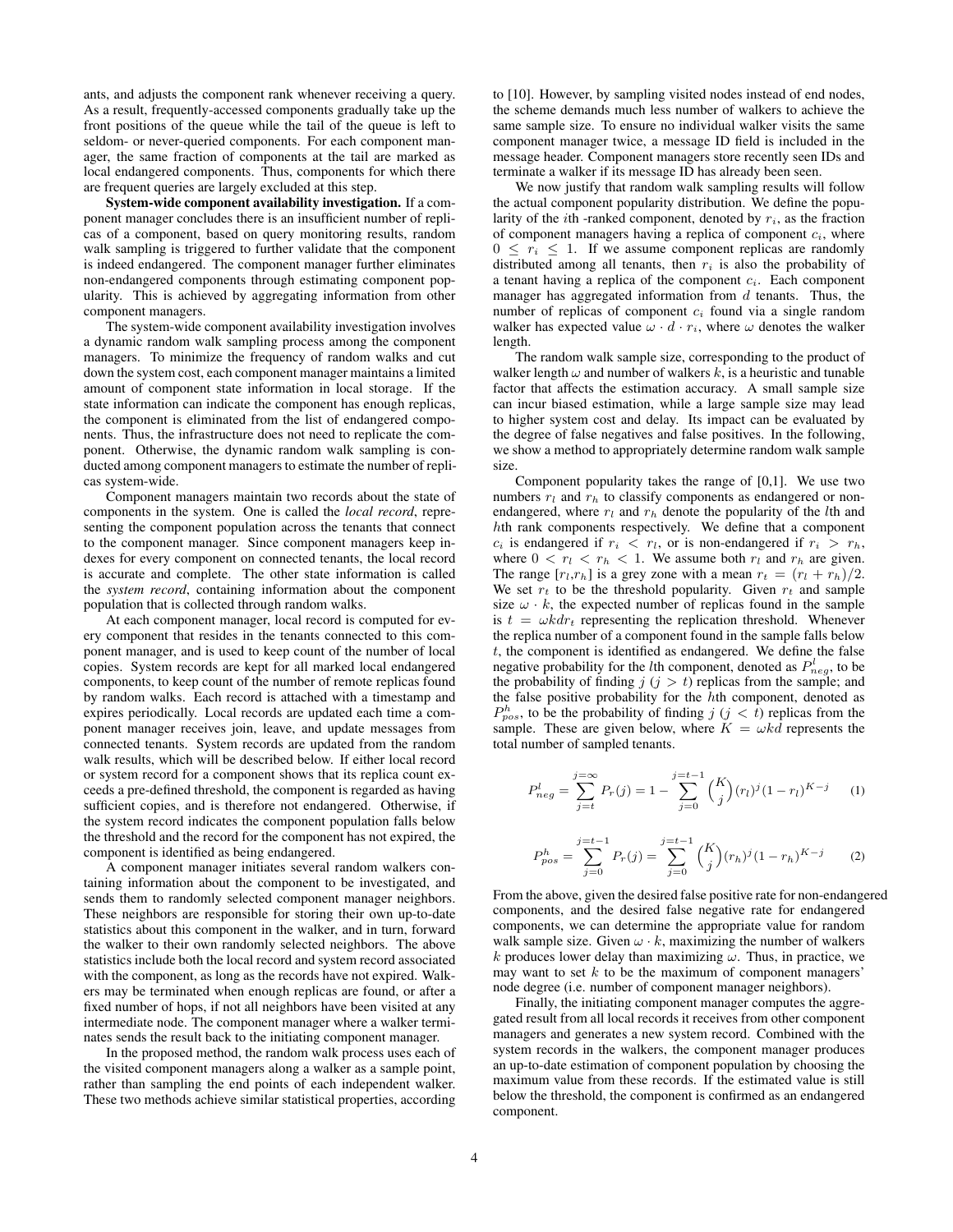ants, and adjusts the component rank whenever receiving a query. As a result, frequently-accessed components gradually take up the front positions of the queue while the tail of the queue is left to seldom- or never-queried components. For each component manager, the same fraction of components at the tail are marked as local endangered components. Thus, components for which there are frequent queries are largely excluded at this step.

**System-wide component availability investigation.** If a component manager concludes there is an insufficient number of replicas of a component, based on query monitoring results, random walk sampling is triggered to further validate that the component is indeed endangered. The component manager further eliminates non-endangered components through estimating component popularity. This is achieved by aggregating information from other component managers.

The system-wide component availability investigation involves a dynamic random walk sampling process among the component managers. To minimize the frequency of random walks and cut down the system cost, each component manager maintains a limited amount of component state information in local storage. If the state information can indicate the component has enough replicas, the component is eliminated from the list of endangered components. Thus, the infrastructure does not need to replicate the component. Otherwise, the dynamic random walk sampling is conducted among component managers to estimate the number of replicas system-wide.

Component managers maintain two records about the state of components in the system. One is called the *local record*, representing the component population across the tenants that connect to the component manager. Since component managers keep indexes for every component on connected tenants, the local record is accurate and complete. The other state information is called the *system record*, containing information about the component population that is collected through random walks.

At each component manager, local record is computed for every component that resides in the tenants connected to this component manager, and is used to keep count of the number of local copies. System records are kept for all marked local endangered components, to keep count of the number of remote replicas found by random walks. Each record is attached with a timestamp and expires periodically. Local records are updated each time a component manager receives join, leave, and update messages from connected tenants. System records are updated from the random walk results, which will be described below. If either local record or system record for a component shows that its replica count exceeds a pre-defined threshold, the component is regarded as having sufficient copies, and is therefore not endangered. Otherwise, if the system record indicates the component population falls below the threshold and the record for the component has not expired, the component is identified as being endangered.

A component manager initiates several random walkers containing information about the component to be investigated, and sends them to randomly selected component manager neighbors. These neighbors are responsible for storing their own up-to-date statistics about this component in the walker, and in turn, forward the walker to their own randomly selected neighbors. The above statistics include both the local record and system record associated with the component, as long as the records have not expired. Walkers may be terminated when enough replicas are found, or after a fixed number of hops, if not all neighbors have been visited at any intermediate node. The component manager where a walker terminates sends the result back to the initiating component manager.

In the proposed method, the random walk process uses each of the visited component managers along a walker as a sample point, rather than sampling the end points of each independent walker. These two methods achieve similar statistical properties, according to [10]. However, by sampling visited nodes instead of end nodes, the scheme demands much less number of walkers to achieve the same sample size. To ensure no individual walker visits the same component manager twice, a message ID field is included in the message header. Component managers store recently seen IDs and terminate a walker if its message ID has already been seen.

We now justify that random walk sampling results will follow the actual component popularity distribution. We define the popularity of the $i$th -ranked component, denoted by $r_i$, as the fraction of component managers having a replica of component $c_i$, where $0 \leq r_i \leq 1$. If we assume component replicas are randomly distributed among all tenants, then $r_i$ is also the probability of a tenant having a replica of the component $c_i$. Each component manager has aggregated information from $d$ tenants. Thus, the number of replicas of component $c_i$ found via a single random walker has expected value $\omega \cdot d \cdot r_i$, where $\omega$ denotes the walker length.

The random walk sample size, corresponding to the product of walker length $\omega$ and number of walkers $k$, is a heuristic and tunable factor that affects the estimation accuracy. A small sample size can incur biased estimation, while a large sample size may lead to higher system cost and delay. Its impact can be evaluated by the degree of false negatives and false positives. In the following, we show a method to appropriately determine random walk sample size.

Component popularity takes the range of [0,1]. We use two numbers $r_l$ and $r_h$ to classify components as endangered or non-endangered, where $r_l$ and $r_h$ denote the popularity of the $l$th and $h$th rank components respectively. We define that a component $c_i$ is endangered if $r_i < r_l$, or is non-endangered if $r_i > r_h$, where $0 < r_l < r_h < 1$. We assume both $r_l$ and $r_h$ are given. The range $[r_l, r_h]$ is a grey zone with a mean $r_t = (r_l + r_h)/2$. We set $r_t$ to be the threshold popularity. Given $r_t$ and sample size $\omega \cdot k$, the expected number of replicas found in the sample is $t = \omega k d r_t$ representing the replication threshold. Whenever the replica number of a component found in the sample falls below $t$, the component is identified as endangered. We define the false negative probability for the $l$th component, denoted as $P^l_{neg}$, to be the probability of finding $j$ ($j > t$) replicas from the sample; and the false positive probability for the $h$th component, denoted as $P^h_{pos}$, to be the probability of finding $j$ ($j < t$) replicas from the sample. These are given below, where $K = \omega k d$ represents the total number of sampled tenants.

$$P^l_{neg} = \sum_{j=t}^{j=\infty} P_r(j) = 1 - \sum_{j=0}^{j=t-1} \binom{K}{j} (r_l)^j (1 - r_l)^{K-j} \quad (1)$$

$$P^h_{pos} = \sum_{j=0}^{j=t-1} P_r(j) = \sum_{j=0}^{j=t-1} \binom{K}{j} (r_h)^j (1 - r_h)^{K-j} \quad (2)$$

From the above, given the desired false positive rate for non-endangered components, and the desired false negative rate for endangered components, we can determine the appropriate value for random walk sample size. Given $\omega \cdot k$, maximizing the number of walkers $k$ produces lower delay than maximizing $\omega$. Thus, in practice, we may want to set $k$ to be the maximum of component managers' node degree (i.e. number of component manager neighbors).

Finally, the initiating component manager computes the aggregated result from all local records it receives from other component managers and generates a new system record. Combined with the system records in the walkers, the component manager produces an up-to-date estimation of component population by choosing the maximum value from these records. If the estimated value is still below the threshold, the component is confirmed as an endangered component.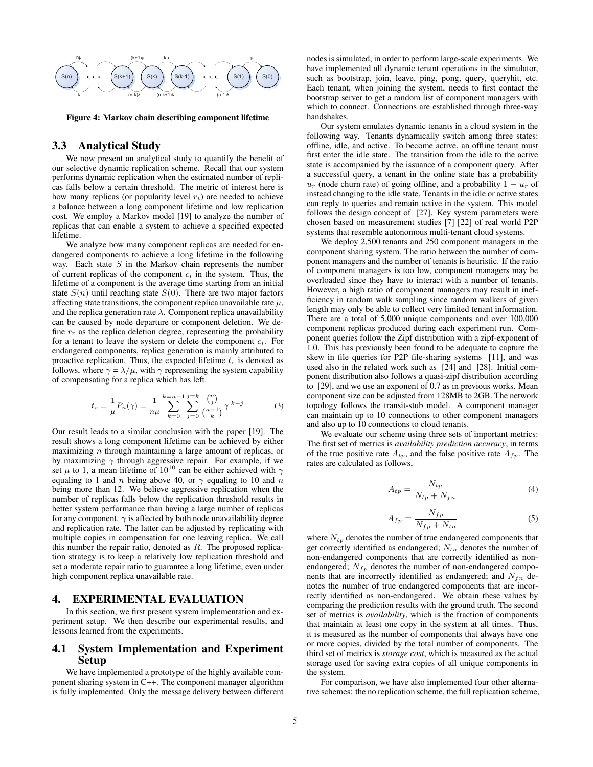Figure 4: Markov chain describing component lifetime

### 3.3 Analytical Study

We now present an analytical study to quantify the benefit of our selective dynamic replication scheme. Recall that our system performs dynamic replication when the estimated number of replicas falls below a certain threshold. The metric of interest here is how many replicas (or popularity level $r_t$) are needed to achieve a balance between a long component lifetime and low replication cost. We employ a Markov model [19] to analyze the number of replicas that can enable a system to achieve a specified expected lifetime.

We analyze how many component replicas are needed for endangered components to achieve a long lifetime in the following way. Each state $S$ in the Markov chain represents the number of current replicas of the component $c_i$ in the system. Thus, the lifetime of a component is the average time starting from an initial state $S(n)$ until reaching state $S(0)$. There are two major factors affecting state transitions, the component replica unavailable rate $\mu$, and the replica generation rate $\lambda$. Component replica unavailability can be caused by node departure or component deletion. We define $r_r$ as the replica deletion degree, representing the probability for a tenant to leave the system or delete the component $c_i$. For endangered components, replica generation is mainly attributed to proactive replication. Thus, the expected lifetime $t_s$ is denoted as follows, where $\gamma = \lambda/\mu$, with $\gamma$ representing the system capability of compensating for a replica which has left.

$$t_s = \frac{1}{\mu} P_n(\gamma) = \frac{1}{n\mu} \sum_{k=0}^{k=n-1} \sum_{j=0}^{j=k} \frac{\binom{n}{j}}{\binom{n-1}{k}} \gamma^{\,k-j} \tag{3}$$

Our result leads to a similar conclusion with the paper [19]. The result shows a long component lifetime can be achieved by either maximizing $n$ through maintaining a large amount of replicas, or by maximizing $\gamma$ through aggressive repair. For example, if we set $\mu$ to 1, a mean lifetime of $10^{10}$ can be either achieved with $\gamma$ equaling to 1 and $n$ being above 40, or $\gamma$ equaling to 10 and $n$ being more than 12. We believe aggressive replication when the number of replicas falls below the replication threshold results in better system performance than having a large number of replicas for any component. $\gamma$ is affected by both node unavailability degree and replication rate. The latter can be adjusted by replicating with multiple copies in compensation for one leaving replica. We call this number the repair ratio, denoted as $R$. The proposed replication strategy is to keep a relatively low replication threshold and set a moderate repair ratio to guarantee a long lifetime, even under high component replica unavailable rate.

## 4. EXPERIMENTAL EVALUATION

In this section, we first present system implementation and experiment setup. We then describe our experimental results, and lessons learned from the experiments.

### 4.1 System Implementation and Experiment Setup

We have implemented a prototype of the highly available component sharing system in C++. The component manager algorithm is fully implemented. Only the message delivery between different nodes is simulated, in order to perform large-scale experiments. We have implemented all dynamic tenant operations in the simulator, such as bootstrap, join, leave, ping, pong, query, queryhit, etc. Each tenant, when joining the system, needs to first contact the bootstrap server to get a random list of component managers with which to connect. Connections are established through three-way handshakes.

Our system emulates dynamic tenants in a cloud system in the following way. Tenants dynamically switch among three states: offline, idle, and active. To become active, an offline tenant must first enter the idle state. The transition from the idle to the active state is accompanied by the issuance of a component query. After a successful query, a tenant in the online state has a probability $u_r$ (node churn rate) of going offline, and a probability $1 - u_r$ of instead changing to the idle state. Tenants in the idle or active states can reply to queries and remain active in the system. This model follows the design concept of [27]. Key system parameters were chosen based on measurement studies [7] [22] of real world P2P systems that resemble autonomous multi-tenant cloud systems.

We deploy 2,500 tenants and 250 component managers in the component sharing system. The ratio between the number of component managers and the number of tenants is heuristic. If the ratio of component managers is too low, component managers may be overloaded since they have to interact with a number of tenants. However, a high ratio of component managers may result in inefficiency in random walk sampling since random walkers of given length may only be able to collect very limited tenant information. There are a total of 5,000 unique components and over 100,000 component replicas produced during each experiment run. Component queries follow the Zipf distribution with a zipf-exponent of 1.0. This has previously been found to be adequate to capture the skew in file queries for P2P file-sharing systems [11], and was used also in the related work such as [24] and [28]. Initial component distribution also follows a quasi-zipf distribution according to [29], and we use an exponent of 0.7 as in previous works. Mean component size can be adjusted from 128MB to 2GB. The network topology follows the transit-stub model. A component manager can maintain up to 10 connections to other component managers and also up to 10 connections to cloud tenants.

We evaluate our scheme using three sets of important metrics: The first set of metrics is *availability prediction accuracy*, in terms of the true positive rate $A_{tp}$, and the false positive rate $A_{fp}$. The rates are calculated as follows,

$$A_{tp} = \frac{N_{tp}}{N_{tp} + N_{fn}} \tag{4}$$

$$A_{fp} = \frac{N_{fp}}{N_{fp} + N_{tn}} \tag{5}$$

where $N_{tp}$ denotes the number of true endangered components that get correctly identified as endangered; $N_{tn}$ denotes the number of non-endangered components that are correctly identified as non-endangered; $N_{fp}$ denotes the number of non-endangered components that are incorrectly identified as endangered; and $N_{fn}$ denotes the number of true endangered components that are incorrectly identified as non-endangered. We obtain these values by comparing the prediction results with the ground truth. The second set of metrics is *availability*, which is the fraction of components that maintain at least one copy in the system at all times. Thus, it is measured as the number of components that always have one or more copies, divided by the total number of components. The third set of metrics is *storage cost*, which is measured as the actual storage used for saving extra copies of all unique components in the system.

For comparison, we have also implemented four other alternative schemes: the no replication scheme, the full replication scheme,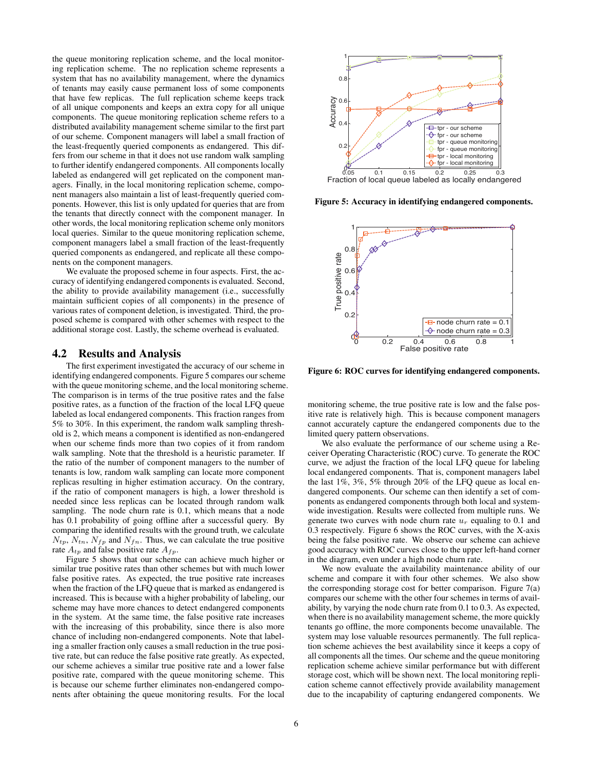the queue monitoring replication scheme, and the local monitoring replication scheme. The no replication scheme represents a system that has no availability management, where the dynamics of tenants may easily cause permanent loss of some components that have few replicas. The full replication scheme keeps track of all unique components and keeps an extra copy for all unique components. The queue monitoring replication scheme refers to a distributed availability management scheme similar to the first part of our scheme. Component managers will label a small fraction of the least-frequently queried components as endangered. This differs from our scheme in that it does not use random walk sampling to further identify endangered components. All components locally labeled as endangered will get replicated on the component managers. Finally, in the local monitoring replication scheme, component managers also maintain a list of least-frequently queried components. However, this list is only updated for queries that are from the tenants that directly connect with the component manager. In other words, the local monitoring replication scheme only monitors local queries. Similar to the queue monitoring replication scheme, component managers label a small fraction of the least-frequently queried components as endangered, and replicate all these components on the component managers.

We evaluate the proposed scheme in four aspects. First, the accuracy of identifying endangered components is evaluated. Second, the ability to provide availability management (i.e., successfully maintain sufficient copies of all components) in the presence of various rates of component deletion, is investigated. Third, the proposed scheme is compared with other schemes with respect to the additional storage cost. Lastly, the scheme overhead is evaluated.

## 4.2 Results and Analysis

The first experiment investigated the accuracy of our scheme in identifying endangered components. Figure 5 compares our scheme with the queue monitoring scheme, and the local monitoring scheme. The comparison is in terms of the true positive rates and the false positive rates, as a function of the fraction of the local LFQ queue labeled as local endangered components. This fraction ranges from 5% to 30%. In this experiment, the random walk sampling threshold is 2, which means a component is identified as non-endangered when our scheme finds more than two copies of it from random walk sampling. Note that the threshold is a heuristic parameter. If the ratio of the number of component managers to the number of tenants is low, random walk sampling can locate more component replicas resulting in higher estimation accuracy. On the contrary, if the ratio of component managers is high, a lower threshold is needed since less replicas can be located through random walk sampling. The node churn rate is 0.1, which means that a node has 0.1 probability of going offline after a successful query. By comparing the identified results with the ground truth, we calculate $N_{tp}$, $N_{tn}$, $N_{fp}$ and $N_{fn}$. Thus, we can calculate the true positive rate $A_{tp}$ and false positive rate $A_{fp}$.

Figure 5 shows that our scheme can achieve much higher or similar true positive rates than other schemes but with much lower false positive rates. As expected, the true positive rate increases when the fraction of the LFQ queue that is marked as endangered is increased. This is because with a higher probability of labeling, our scheme may have more chances to detect endangered components in the system. At the same time, the false positive rate increases with the increasing of this probability, since there is also more chance of including non-endangered components. Note that labeling a smaller fraction only causes a small reduction in the true positive rate, but can reduce the false positive rate greatly. As expected, our scheme achieves a similar true positive rate and a lower false positive rate, compared with the queue monitoring scheme. This is because our scheme further eliminates non-endangered components after obtaining the queue monitoring results. For the local monitoring scheme, the true positive rate is low and the false positive rate is relatively high. This is because component managers cannot accurately capture the endangered components due to the limited query pattern observations.

Accuracy
0 0.2 0.4 0.6 0.8 1
0.05 0.1 0.15 0.2 0.25 0.3
Fraction of local queue labeled as locally endangered
tpr - our scheme
fpr - our scheme
tpr - queue monitoring
fpr - queue monitoring
tpr - local monitoring
fpr - local monitoring

**Figure 5: Accuracy in identifying endangered components.**

True positive rate
0 0.2 0.4 0.6 0.8 1
0 0.2 0.4 0.6 0.8 1
False positive rate
node churn rate = 0.1
node churn rate = 0.3

**Figure 6: ROC curves for identifying endangered components.**

We also evaluate the performance of our scheme using a Receiver Operating Characteristic (ROC) curve. To generate the ROC curve, we adjust the fraction of the local LFQ queue for labeling local endangered components. That is, component managers label the last 1%, 3%, 5% through 20% of the LFQ queue as local endangered components. Our scheme can then identify a set of components as endangered components through both local and system-wide investigation. Results were collected from multiple runs. We generate two curves with node churn rate $u_r$ equaling to 0.1 and 0.3 respectively. Figure 6 shows the ROC curves, with the X-axis being the false positive rate. We observe our scheme can achieve good accuracy with ROC curves close to the upper left-hand corner in the diagram, even under a high node churn rate.

We now evaluate the availability maintenance ability of our scheme and compare it with four other schemes. We also show the corresponding storage cost for better comparison. Figure 7(a) compares our scheme with the other four schemes in terms of availability, by varying the node churn rate from 0.1 to 0.3. As expected, when there is no availability management scheme, the more quickly tenants go offline, the more components become unavailable. The system may lose valuable resources permanently. The full replication scheme achieves the best availability since it keeps a copy of all components all the times. Our scheme and the queue monitoring replication scheme achieve similar performance but with different storage cost, which will be shown next. The local monitoring replication scheme cannot effectively provide availability management due to the incapability of capturing endangered components. We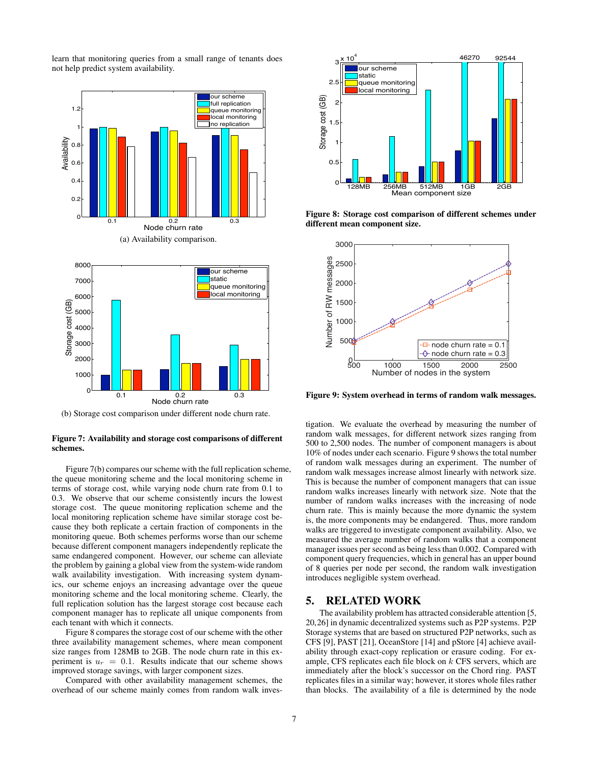learn that monitoring queries from a small range of tenants does not help predict system availability.

(a) Availability comparison.

(b) Storage cost comparison under different node churn rate.

**Figure 7: Availability and storage cost comparisons of different schemes.**

Figure 7(b) compares our scheme with the full replication scheme, the queue monitoring scheme and the local monitoring scheme in terms of storage cost, while varying node churn rate from 0.1 to 0.3. We observe that our scheme consistently incurs the lowest storage cost. The queue monitoring replication scheme and the local monitoring replication scheme have similar storage cost because they both replicate a certain fraction of components in the monitoring queue. Both schemes performs worse than our scheme because different component managers independently replicate the same endangered component. However, our scheme can alleviate the problem by gaining a global view from the system-wide random walk availability investigation. With increasing system dynamics, our scheme enjoys an increasing advantage over the queue monitoring scheme and the local monitoring scheme. Clearly, the full replication solution has the largest storage cost because each component manager has to replicate all unique components from each tenant with which it connects.

Figure 8 compares the storage cost of our scheme with the other three availability management schemes, where mean component size ranges from 128MB to 2GB. The node churn rate in this experiment is $u_r = 0.1$. Results indicate that our scheme shows improved storage savings, with larger component sizes.

Compared with other availability management schemes, the overhead of our scheme mainly comes from random walk investigation. We evaluate the overhead by measuring the number of random walk messages, for different network sizes ranging from 500 to 2,500 nodes. The number of component managers is about 10% of nodes under each scenario. Figure 9 shows the total number of random walk messages during an experiment. The number of random walk messages increase almost linearly with network size. This is because the number of component managers that can issue random walks increases linearly with network size. Note that the number of random walks increases with the increasing of node churn rate. This is mainly because the more dynamic the system is, the more components may be endangered. Thus, more random walks are triggered to investigate component availability. Also, we measured the average number of random walks that a component manager issues per second as being less than 0.002. Compared with component query frequencies, which in general has an upper bound of 8 queries per node per second, the random walk investigation introduces negligible system overhead.

**Figure 8: Storage cost comparison of different schemes under different mean component size.**

**Figure 9: System overhead in terms of random walk messages.**

## 5. RELATED WORK

The availability problem has attracted considerable attention [5, 20, 26] in dynamic decentralized systems such as P2P systems. P2P Storage systems that are based on structured P2P networks, such as CFS [9], PAST [21], OceanStore [14] and pStore [4] achieve availability through exact-copy replication or erasure coding. For example, CFS replicates each file block on $k$ CFS servers, which are immediately after the block's successor on the Chord ring. PAST replicates files in a similar way; however, it stores whole files rather than blocks. The availability of a file is determined by the node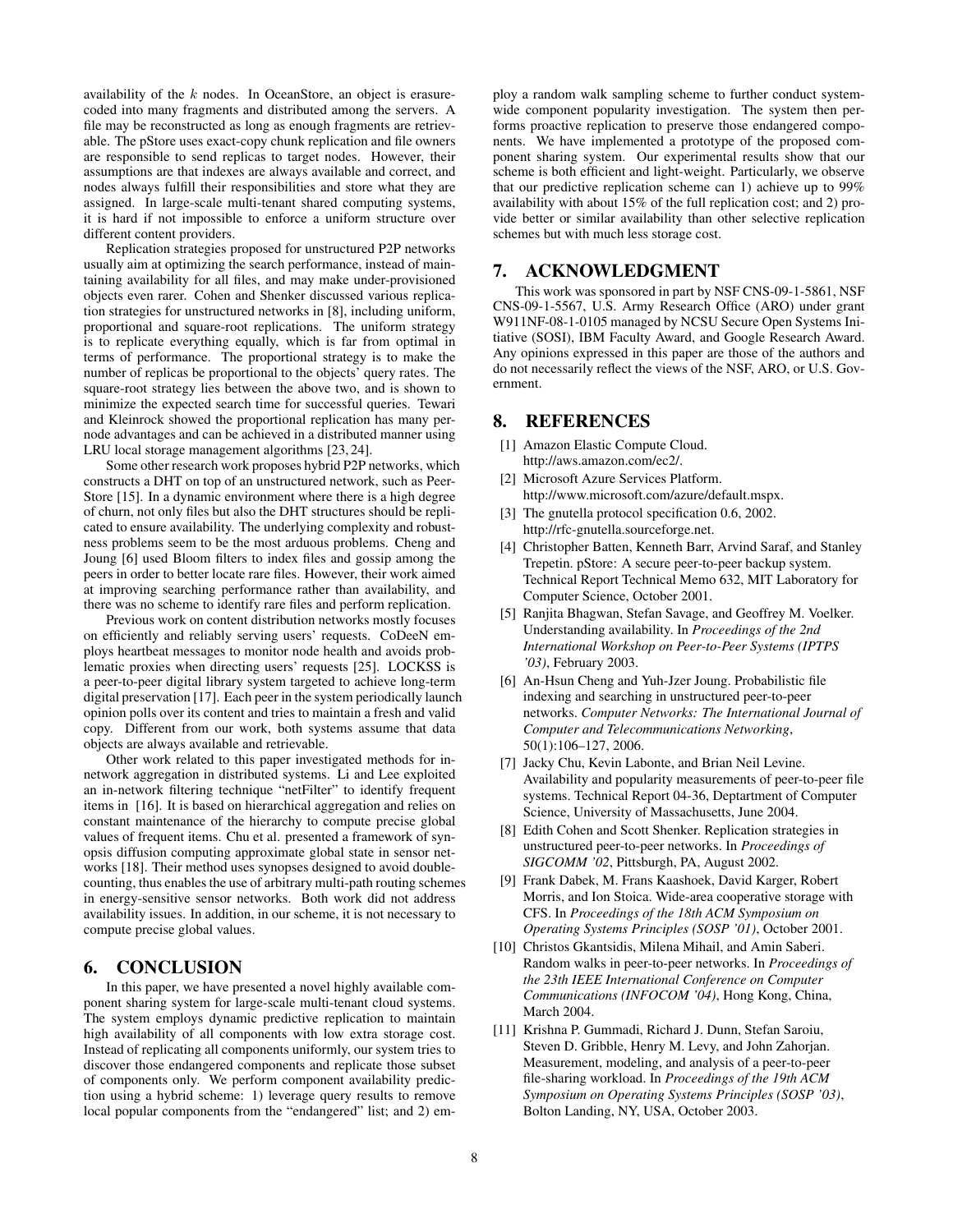availability of the $k$ nodes. In OceanStore, an object is erasure-coded into many fragments and distributed among the servers. A file may be reconstructed as long as enough fragments are retrievable. The pStore uses exact-copy chunk replication and file owners are responsible to send replicas to target nodes. However, their assumptions are that indexes are always available and correct, and nodes always fulfill their responsibilities and store what they are assigned. In large-scale multi-tenant shared computing systems, it is hard if not impossible to enforce a uniform structure over different content providers.

Replication strategies proposed for unstructured P2P networks usually aim at optimizing the search performance, instead of maintaining availability for all files, and may make under-provisioned objects even rarer. Cohen and Shenker discussed various replication strategies for unstructured networks in [8], including uniform, proportional and square-root replications. The uniform strategy is to replicate everything equally, which is far from optimal in terms of performance. The proportional strategy is to make the number of replicas be proportional to the objects' query rates. The square-root strategy lies between the above two, and is shown to minimize the expected search time for successful queries. Tewari and Kleinrock showed the proportional replication has many per-node advantages and can be achieved in a distributed manner using LRU local storage management algorithms [23, 24].

Some other research work proposes hybrid P2P networks, which constructs a DHT on top of an unstructured network, such as Peer-Store [15]. In a dynamic environment where there is a high degree of churn, not only files but also the DHT structures should be replicated to ensure availability. The underlying complexity and robustness problems seem to be the most arduous problems. Cheng and Joung [6] used Bloom filters to index files and gossip among the peers in order to better locate rare files. However, their work aimed at improving searching performance rather than availability, and there was no scheme to identify rare files and perform replication.

Previous work on content distribution networks mostly focuses on efficiently and reliably serving users' requests. CoDeeN employs heartbeat messages to monitor node health and avoids problematic proxies when directing users' requests [25]. LOCKSS is a peer-to-peer digital library system targeted to achieve long-term digital preservation [17]. Each peer in the system periodically launch opinion polls over its content and tries to maintain a fresh and valid copy. Different from our work, both systems assume that data objects are always available and retrievable.

Other work related to this paper investigated methods for in-network aggregation in distributed systems. Li and Lee exploited an in-network filtering technique "netFilter" to identify frequent items in [16]. It is based on hierarchical aggregation and relies on constant maintenance of the hierarchy to compute precise global values of frequent items. Chu et al. presented a framework of synopsis diffusion computing approximate global state in sensor networks [18]. Their method uses synopses designed to avoid double-counting, thus enables the use of arbitrary multi-path routing schemes in energy-sensitive sensor networks. Both work did not address availability issues. In addition, in our scheme, it is not necessary to compute precise global values.

## 6. CONCLUSION

In this paper, we have presented a novel highly available component sharing system for large-scale multi-tenant cloud systems. The system employs dynamic predictive replication to maintain high availability of all components with low extra storage cost. Instead of replicating all components uniformly, our system tries to discover those endangered components and replicate those subset of components only. We perform component availability prediction using a hybrid scheme: 1) leverage query results to remove local popular components from the "endangered" list; and 2) employ a random walk sampling scheme to further conduct system-wide component popularity investigation. The system then performs proactive replication to preserve those endangered components. We have implemented a prototype of the proposed component sharing system. Our experimental results show that our scheme is both efficient and light-weight. Particularly, we observe that our predictive replication scheme can 1) achieve up to 99% availability with about 15% of the full replication cost; and 2) provide better or similar availability than other selective replication schemes but with much less storage cost.

## 7. ACKNOWLEDGMENT

This work was sponsored in part by NSF CNS-09-1-5861, NSF CNS-09-1-5567, U.S. Army Research Office (ARO) under grant W911NF-08-1-0105 managed by NCSU Secure Open Systems Initiative (SOSI), IBM Faculty Award, and Google Research Award. Any opinions expressed in this paper are those of the authors and do not necessarily reflect the views of the NSF, ARO, or U.S. Government.

## 8. REFERENCES

[1] Amazon Elastic Compute Cloud. http://aws.amazon.com/ec2/.

[2] Microsoft Azure Services Platform. http://www.microsoft.com/azure/default.mspx.

[3] The gnutella protocol specification 0.6, 2002. http://rfc-gnutella.sourceforge.net.

[4] Christopher Batten, Kenneth Barr, Arvind Saraf, and Stanley Trepetin. pStore: A secure peer-to-peer backup system. Technical Report Technical Memo 632, MIT Laboratory for Computer Science, October 2001.

[5] Ranjita Bhagwan, Stefan Savage, and Geoffrey M. Voelker. Understanding availability. In *Proceedings of the 2nd International Workshop on Peer-to-Peer Systems (IPTPS '03)*, February 2003.

[6] An-Hsun Cheng and Yuh-Jzer Joung. Probabilistic file indexing and searching in unstructured peer-to-peer networks. *Computer Networks: The International Journal of Computer and Telecommunications Networking*, 50(1):106–127, 2006.

[7] Jacky Chu, Kevin Labonte, and Brian Neil Levine. Availability and popularity measurements of peer-to-peer file systems. Technical Report 04-36, Deptartment of Computer Science, University of Massachusetts, June 2004.

[8] Edith Cohen and Scott Shenker. Replication strategies in unstructured peer-to-peer networks. In *Proceedings of SIGCOMM '02*, Pittsburgh, PA, August 2002.

[9] Frank Dabek, M. Frans Kaashoek, David Karger, Robert Morris, and Ion Stoica. Wide-area cooperative storage with CFS. In *Proceedings of the 18th ACM Symposium on Operating Systems Principles (SOSP '01)*, October 2001.

[10] Christos Gkantsidis, Milena Mihail, and Amin Saberi. Random walks in peer-to-peer networks. In *Proceedings of the 23th IEEE International Conference on Computer Communications (INFOCOM '04)*, Hong Kong, China, March 2004.

[11] Krishna P. Gummadi, Richard J. Dunn, Stefan Saroiu, Steven D. Gribble, Henry M. Levy, and John Zahorjan. Measurement, modeling, and analysis of a peer-to-peer file-sharing workload. In *Proceedings of the 19th ACM Symposium on Operating Systems Principles (SOSP '03)*, Bolton Landing, NY, USA, October 2003.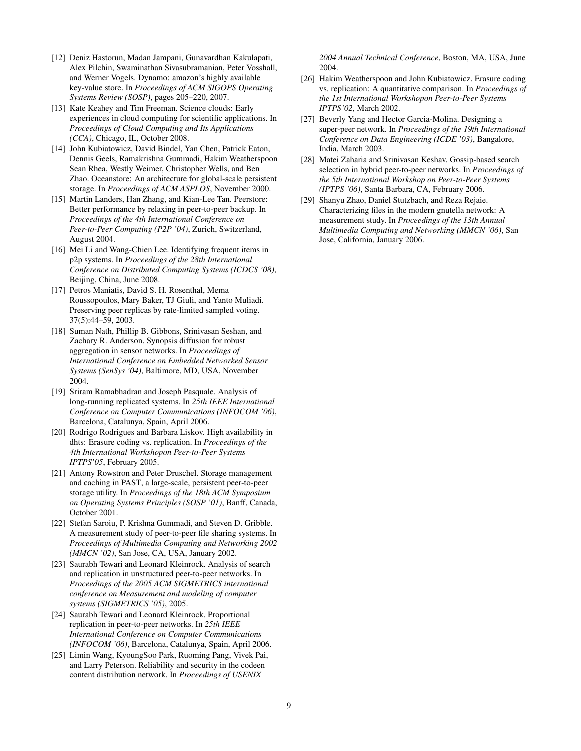[12] Deniz Hastorun, Madan Jampani, Gunavardhan Kakulapati, Alex Pilchin, Swaminathan Sivasubramanian, Peter Vosshall, and Werner Vogels. Dynamo: amazon's highly available key-value store. In *Proceedings of ACM SIGOPS Operating Systems Review (SOSP)*, pages 205–220, 2007.

[13] Kate Keahey and Tim Freeman. Science clouds: Early experiences in cloud computing for scientific applications. In *Proceedings of Cloud Computing and Its Applications (CCA)*, Chicago, IL, October 2008.

[14] John Kubiatowicz, David Bindel, Yan Chen, Patrick Eaton, Dennis Geels, Ramakrishna Gummadi, Hakim Weatherspoon Sean Rhea, Westly Weimer, Christopher Wells, and Ben Zhao. Oceanstore: An architecture for global-scale persistent storage. In *Proceedings of ACM ASPLOS*, November 2000.

[15] Martin Landers, Han Zhang, and Kian-Lee Tan. Peerstore: Better performance by relaxing in peer-to-peer backup. In *Proceedings of the 4th International Conference on Peer-to-Peer Computing (P2P '04)*, Zurich, Switzerland, August 2004.

[16] Mei Li and Wang-Chien Lee. Identifying frequent items in p2p systems. In *Proceedings of the 28th International Conference on Distributed Computing Systems (ICDCS '08)*, Beijing, China, June 2008.

[17] Petros Maniatis, David S. H. Rosenthal, Mema Roussopoulos, Mary Baker, TJ Giuli, and Yanto Muliadi. Preserving peer replicas by rate-limited sampled voting. 37(5):44–59, 2003.

[18] Suman Nath, Phillip B. Gibbons, Srinivasan Seshan, and Zachary R. Anderson. Synopsis diffusion for robust aggregation in sensor networks. In *Proceedings of International Conference on Embedded Networked Sensor Systems (SenSys '04)*, Baltimore, MD, USA, November 2004.

[19] Sriram Ramabhadran and Joseph Pasquale. Analysis of long-running replicated systems. In *25th IEEE International Conference on Computer Communications (INFOCOM '06)*, Barcelona, Catalunya, Spain, April 2006.

[20] Rodrigo Rodrigues and Barbara Liskov. High availability in dhts: Erasure coding vs. replication. In *Proceedings of the 4th International Workshopon Peer-to-Peer Systems IPTPS'05*, February 2005.

[21] Antony Rowstron and Peter Druschel. Storage management and caching in PAST, a large-scale, persistent peer-to-peer storage utility. In *Proceedings of the 18th ACM Symposium on Operating Systems Principles (SOSP '01)*, Banff, Canada, October 2001.

[22] Stefan Saroiu, P. Krishna Gummadi, and Steven D. Gribble. A measurement study of peer-to-peer file sharing systems. In *Proceedings of Multimedia Computing and Networking 2002 (MMCN '02)*, San Jose, CA, USA, January 2002.

[23] Saurabh Tewari and Leonard Kleinrock. Analysis of search and replication in unstructured peer-to-peer networks. In *Proceedings of the 2005 ACM SIGMETRICS international conference on Measurement and modeling of computer systems (SIGMETRICS '05)*, 2005.

[24] Saurabh Tewari and Leonard Kleinrock. Proportional replication in peer-to-peer networks. In *25th IEEE International Conference on Computer Communications (INFOCOM '06)*, Barcelona, Catalunya, Spain, April 2006.

[25] Limin Wang, KyoungSoo Park, Ruoming Pang, Vivek Pai, and Larry Peterson. Reliability and security in the codeen content distribution network. In *Proceedings of USENIX 2004 Annual Technical Conference*, Boston, MA, USA, June 2004.

[26] Hakim Weatherspoon and John Kubiatowicz. Erasure coding vs. replication: A quantitative comparison. In *Proceedings of the 1st International Workshopon Peer-to-Peer Systems IPTPS'02*, March 2002.

[27] Beverly Yang and Hector Garcia-Molina. Designing a super-peer network. In *Proceedings of the 19th International Conference on Data Engineering (ICDE '03)*, Bangalore, India, March 2003.

[28] Matei Zaharia and Srinivasan Keshav. Gossip-based search selection in hybrid peer-to-peer networks. In *Proceedings of the 5th International Workshop on Peer-to-Peer Systems (IPTPS '06)*, Santa Barbara, CA, February 2006.

[29] Shanyu Zhao, Daniel Stutzbach, and Reza Rejaie. Characterizing files in the modern gnutella network: A measurement study. In *Proceedings of the 13th Annual Multimedia Computing and Networking (MMCN '06)*, San Jose, California, January 2006.